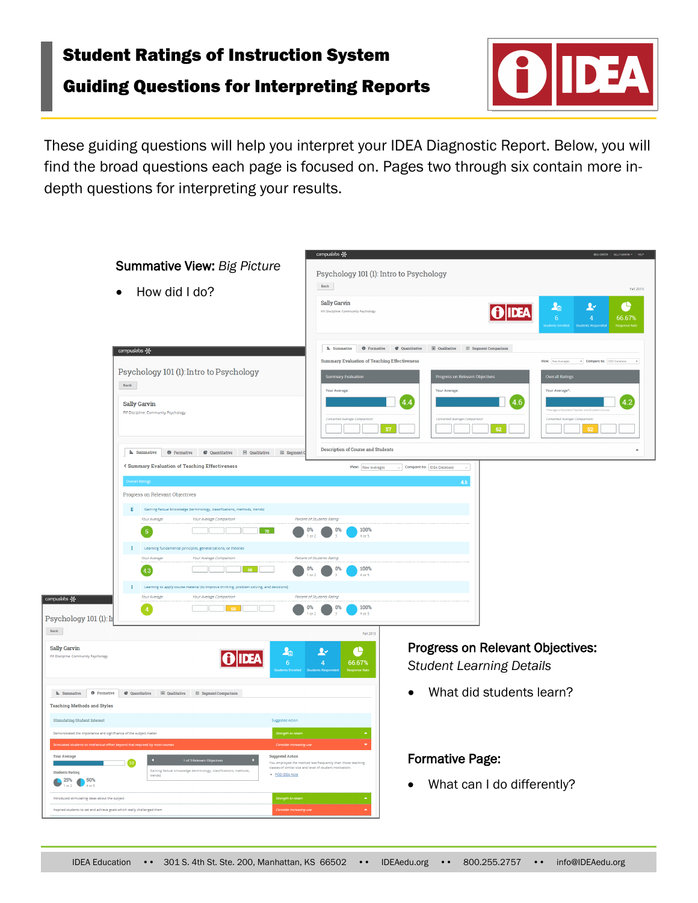# Student Ratings of Instruction System

## Guiding Questions for Interpreting Reports

These guiding questions will help you interpret your IDEA Diagnostic Report. Below, you will find the broad questions each page is focused on. Pages two through six contain more in-depth questions for interpreting your results.

**Summative View:** *Big Picture*

- How did I do?

**Progress on Relevant Objectives:** *Student Learning Details*

- What did students learn?

**Formative Page:**

- What can I do differently?

IDEA Education •• 301 S. 4th St. Ste. 200, Manhattan, KS 66502 •• IDEAedu.org •• 800.255.2757 •• info@IDEAedu.org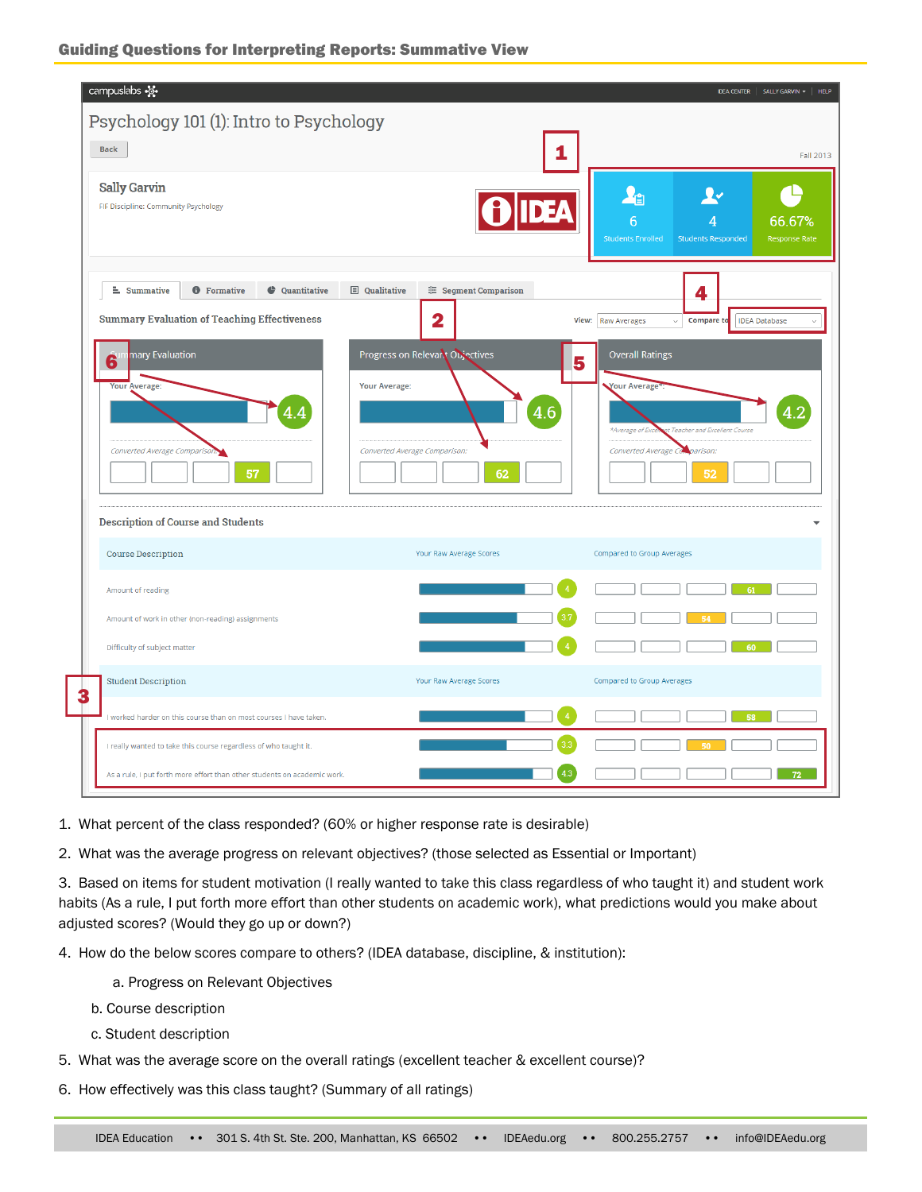## Guiding Questions for Interpreting Reports: Summative View

**Psychology 101 (1): Intro to Psychology**

Fall 2013

Sally Garvin
FIF Discipline: Community Psychology

| 6 Students Enrolled | 4 Students Responded | 66.67% Response Rate |
|---|---|---|

Summative | Formative | Quantitative | Qualitative | Segment Comparison

**Summary Evaluation of Teaching Effectiveness**

View: Raw Averages | Compare to: IDEA Database

| Summary Evaluation | Progress on Relevant Objectives | Overall Ratings |
|---|---|---|
| Your Average: 4.4 | Your Average: 4.6 | Your Average*: 4.2 |
| | | *Average of Excellent Teacher and Excellent Course |
| Converted Average Comparison: 57 | Converted Average Comparison: 62 | Converted Average Comparison: 52 |

**Description of Course and Students**

| Course Description | Your Raw Average Scores | Compared to Group Averages |
|---|---|---|
| Amount of reading | 4 | 61 |
| Amount of work in other (non-reading) assignments | 3.7 | 54 |
| Difficulty of subject matter | 4 | 60 |

| Student Description | Your Raw Average Scores | Compared to Group Averages |
|---|---|---|
| I worked harder on this course than on most courses I have taken. | 4 | 58 |
| I really wanted to take this course regardless of who taught it. | 3.3 | 50 |
| As a rule, I put forth more effort than other students on academic work. | 4.3 | 72 |

1. What percent of the class responded? (60% or higher response rate is desirable)
2. What was the average progress on relevant objectives? (those selected as Essential or Important)
3. Based on items for student motivation (I really wanted to take this class regardless of who taught it) and student work habits (As a rule, I put forth more effort than other students on academic work), what predictions would you make about adjusted scores? (Would they go up or down?)
4. How do the below scores compare to others? (IDEA database, discipline, & institution):
   a. Progress on Relevant Objectives
   b. Course description
   c. Student description
5. What was the average score on the overall ratings (excellent teacher & excellent course)?
6. How effectively was this class taught? (Summary of all ratings)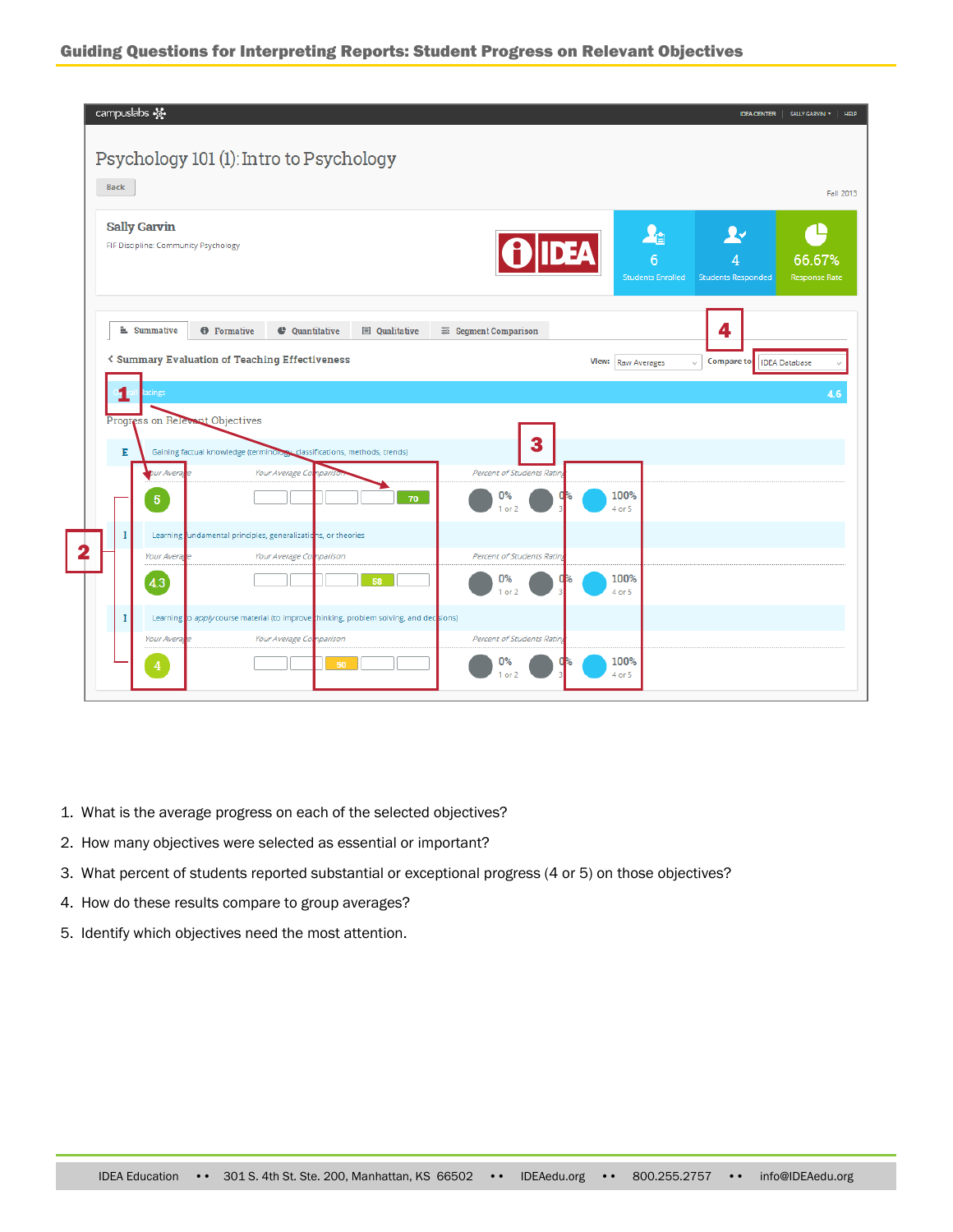## Guiding Questions for Interpreting Reports: Student Progress on Relevant Objectives

campuslabs | IDEA CENTER | SALLY GARVIN | HELP

# Psychology 101 (1): Intro to Psychology

Back

Fall 2015

**Sally Garvin**

FIF Discipline: Community Psychology

IDEA

| 6 | 4 | 66.67% |
|---|---|---|
| Students Enrolled | Students Responded | Response Rate |

Summative | Formative | Quantitative | Qualitative | Segment Comparison

< Summary Evaluation of Teaching Effectiveness

View: Raw Averages | Compare to: IDEA Database

Overall Ratings 4.6

Progress on Relevant Objectives

| | Objective | Your Average | Your Average Comparison | Percent of Students Rating 1 or 2 | Percent of Students Rating 3 | Percent of Students Rating 4 or 5 |
|---|---|---|---|---|---|---|
| E | Gaining factual knowledge (terminology, classifications, methods, trends) | 5 | 70 | 0% | 0% | 100% |
| I | Learning fundamental principles, generalizations, or theories | 4.3 | 58 | 0% | 0% | 100% |
| I | Learning to *apply* course material (to improve thinking, problem solving, and decisions) | 4 | 50 | 0% | 0% | 100% |

1. What is the average progress on each of the selected objectives?
2. How many objectives were selected as essential or important?
3. What percent of students reported substantial or exceptional progress (4 or 5) on those objectives?
4. How do these results compare to group averages?
5. Identify which objectives need the most attention.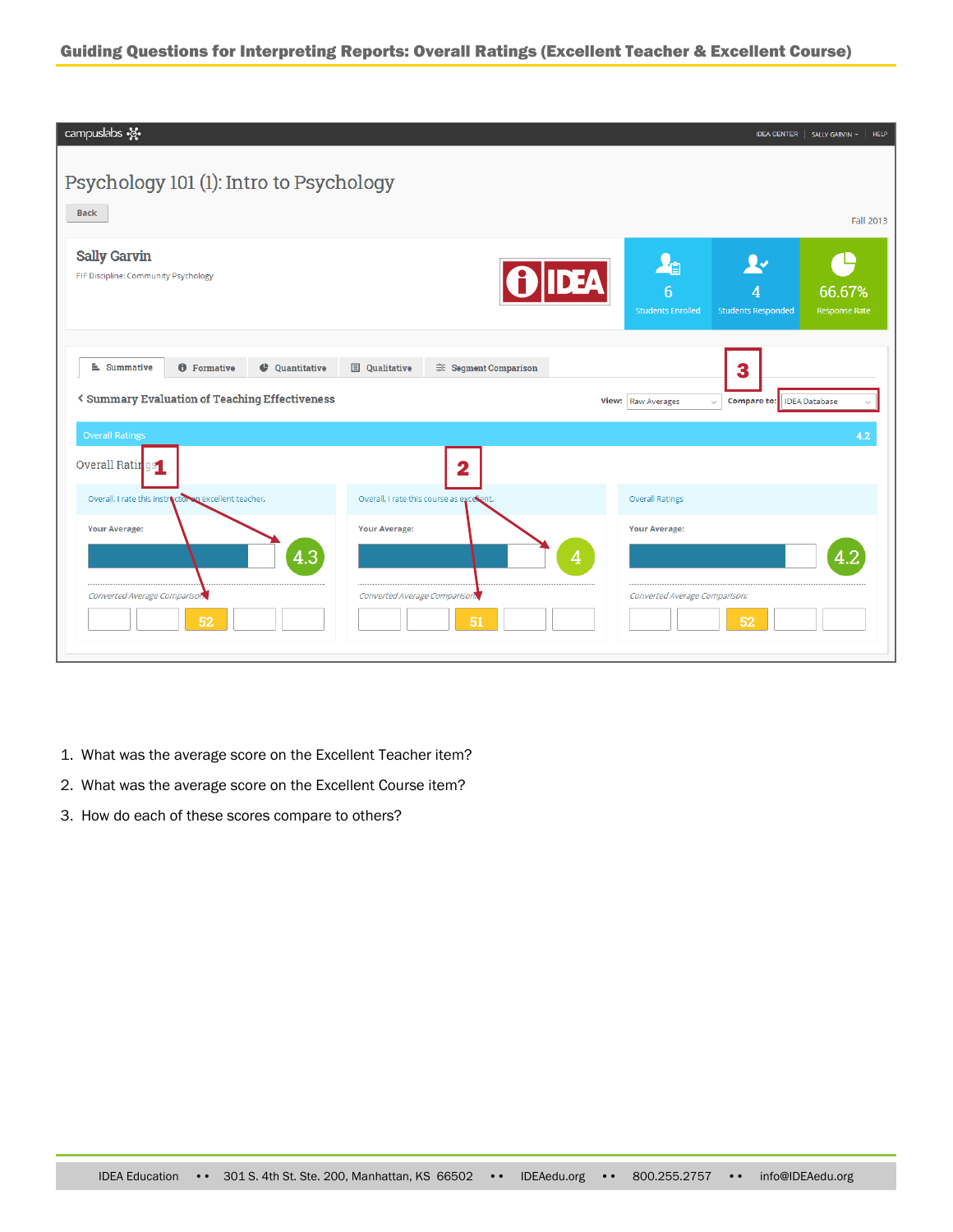## Guiding Questions for Interpreting Reports: Overall Ratings (Excellent Teacher & Excellent Course)

campuslabs | IDEA CENTER | SALLY GARVIN | HELP

# Psychology 101 (1): Intro to Psychology

Back

Fall 2013

**Sally Garvin**

FIF Discipline: Community Psychology

IDEA

| 6 | 4 | 66.67% |
|---|---|---|
| Students Enrolled | Students Responded | Response Rate |

Summative | Formative | Quantitative | Qualitative | Segment Comparison

**Summary Evaluation of Teaching Effectiveness**

View: Raw Averages — Compare to: IDEA Database **(3)**

**Overall Ratings** — 4.2

Overall Ratings

| **(1)** Overall, I rate this instructor an excellent teacher. | **(2)** Overall, I rate this course as excellent. | Overall Ratings |
|---|---|---|
| Your Average: 4.3 | Your Average: 4 | Your Average: 4.2 |
| Converted Average Comparison: 52 | Converted Average Comparison: 51 | Converted Average Comparison: 52 |

1. What was the average score on the Excellent Teacher item?
2. What was the average score on the Excellent Course item?
3. How do each of these scores compare to others?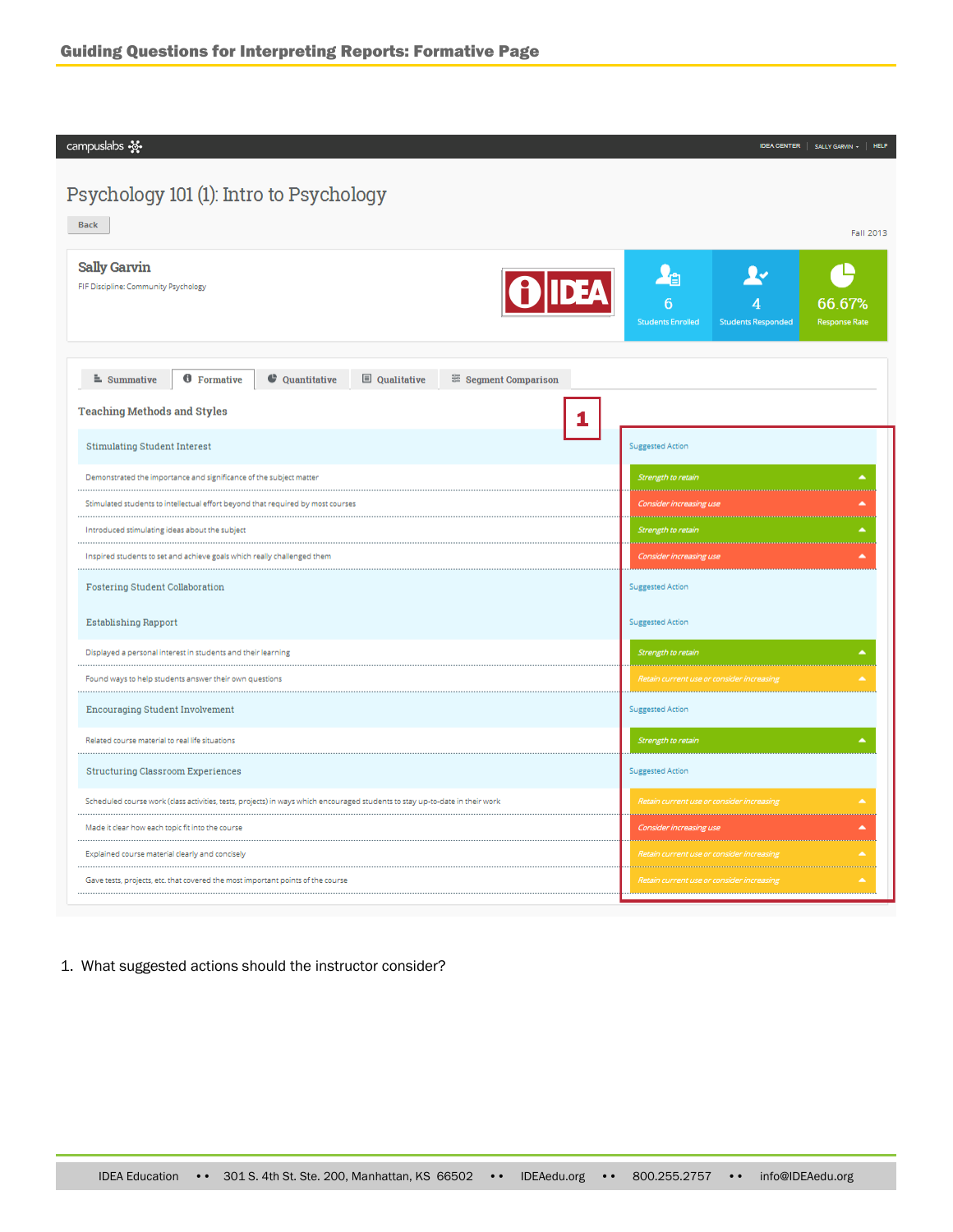## Guiding Questions for Interpreting Reports: Formative Page

campuslabs | IDEA CENTER | SALLY GARVIN | HELP

# Psychology 101 (1): Intro to Psychology

Back

Fall 2013

**Sally Garvin**

FIF Discipline: Community Psychology

| 6 | 4 | 66.67% |
|---|---|---|
| Students Enrolled | Students Responded | Response Rate |

Summative | Formative | Quantitative | Qualitative | Segment Comparison

### Teaching Methods and Styles

**1**

| Stimulating Student Interest | Suggested Action |
|---|---|
| Demonstrated the importance and significance of the subject matter | *Strength to retain* |
| Stimulated students to intellectual effort beyond that required by most courses | *Consider increasing use* |
| Introduced stimulating ideas about the subject | *Strength to retain* |
| Inspired students to set and achieve goals which really challenged them | *Consider increasing use* |
| **Fostering Student Collaboration** | Suggested Action |
| **Establishing Rapport** | Suggested Action |
| Displayed a personal interest in students and their learning | *Strength to retain* |
| Found ways to help students answer their own questions | *Retain current use or consider increasing* |
| **Encouraging Student Involvement** | Suggested Action |
| Related course material to real life situations | *Strength to retain* |
| **Structuring Classroom Experiences** | Suggested Action |
| Scheduled course work (class activities, tests, projects) in ways which encouraged students to stay up-to-date in their work | *Retain current use or consider increasing* |
| Made it clear how each topic fit into the course | *Consider increasing use* |
| Explained course material clearly and concisely | *Retain current use or consider increasing* |
| Gave tests, projects, etc. that covered the most important points of the course | *Retain current use or consider increasing* |

1. What suggested actions should the instructor consider?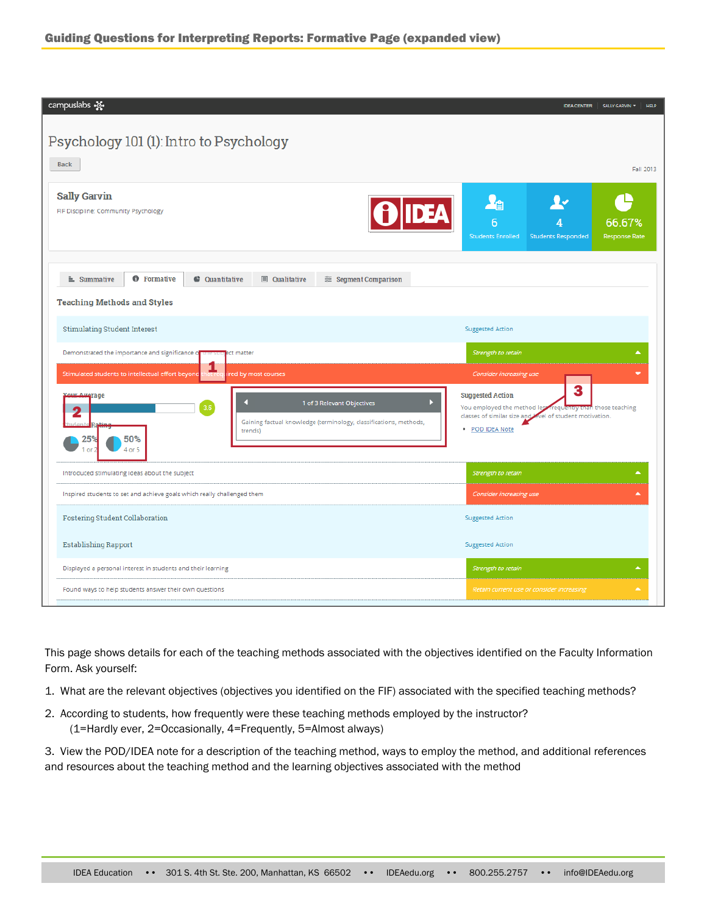## Guiding Questions for Interpreting Reports: Formative Page (expanded view)

campuslabs

IDEA CENTER | SALLY GARVIN | HELP

# Psychology 101 (1): Intro to Psychology

Back

Fall 2013

**Sally Garvin**

FIF Discipline: Community Psychology

IDEA

6 Students Enrolled

4 Students Responded

66.67% Response Rate

Summative | Formative | Quantitative | Qualitative | Segment Comparison

**Teaching Methods and Styles**

Stimulating Student Interest — Suggested Action

Demonstrated the importance and significance of the subject matter — Strength to retain

Stimulated students to intellectual effort beyond that required by most courses — Consider increasing use

Your Average 3.6

Student Rating

25% 1 or 2

50% 4 or 5

1 of 3 Relevant Objectives

Gaining factual knowledge (terminology, classifications, methods, trends)

**Suggested Action**

You employed the method less frequently than those teaching classes of similar size and level of student motivation.

- POD IDEA Note

Introduced stimulating ideas about the subject — Strength to retain

Inspired students to set and achieve goals which really challenged them — Consider increasing use

Fostering Student Collaboration — Suggested Action

Establishing Rapport — Suggested Action

Displayed a personal interest in students and their learning — Strength to retain

Found ways to help students answer their own questions — Retain current use or consider increasing

1

2

3

This page shows details for each of the teaching methods associated with the objectives identified on the Faculty Information Form. Ask yourself:

1. What are the relevant objectives (objectives you identified on the FIF) associated with the specified teaching methods?
2. According to students, how frequently were these teaching methods employed by the instructor? (1=Hardly ever, 2=Occasionally, 4=Frequently, 5=Almost always)
3. View the POD/IDEA note for a description of the teaching method, ways to employ the method, and additional references and resources about the teaching method and the learning objectives associated with the method